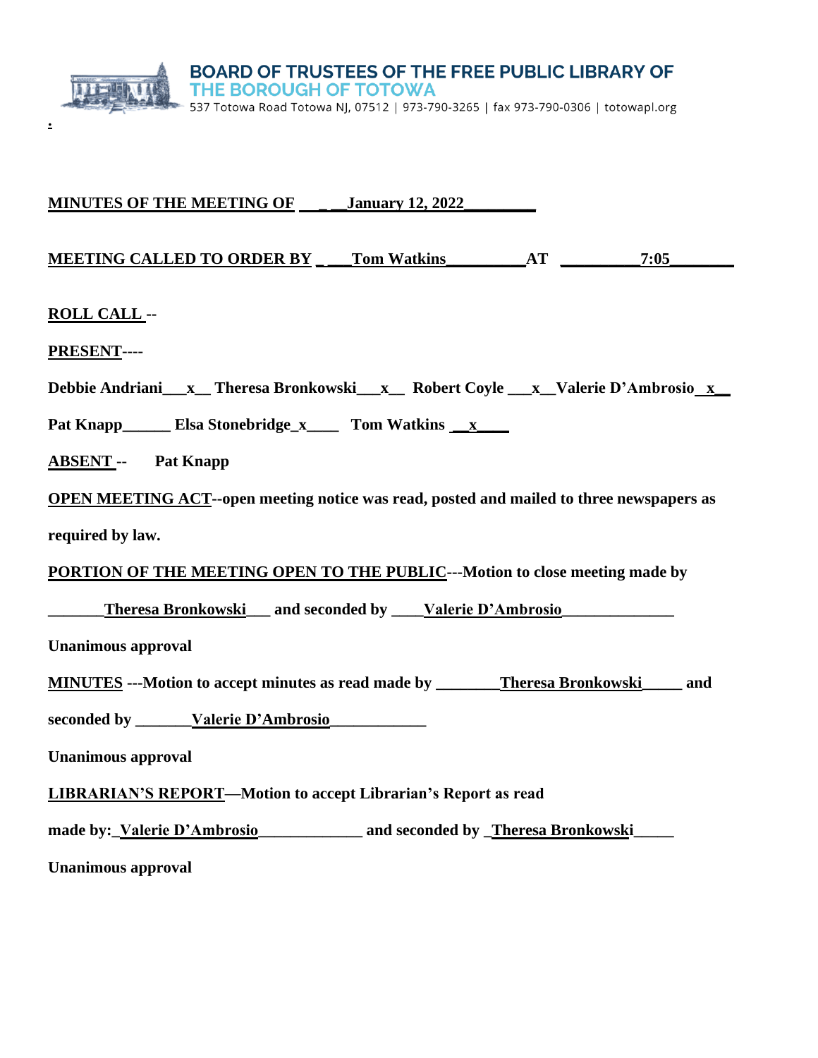**BOARD OF TRUSTEES OF THE FREE PUBLIC LIBRARY OF THE BOROUGH OF TOTOWA**

537 Totowa Road Totowa NJ, 07512 | 973-790-3265 | fax 973-790-0306 | totowapl.org

**MINUTES OF THE MEETING OF ___ January 12, 2022________**

**MEETING CALLED TO ORDER BY ___Tom Watkins_________AT _________7:05________**

**ROLL CALL --**

**PRESENT----**

**Debbie Andriani___x__ Theresa Bronkowski___x__ Robert Coyle ___x__Valerie D'Ambrosio__x__**

**Pat Knapp______ Elsa Stonebridge_x____ Tom Watkins __x____**

**ABSENT -- Pat Knapp**

**OPEN MEETING ACT--open meeting notice was read, posted and mailed to three newspapers as required by law.**

**PORTION OF THE MEETING OPEN TO THE PUBLIC---Motion to close meeting made by _______Theresa Bronkowski___ and seconded by ____Valerie D'Ambrosio______________**

**Unanimous approval**

**MINUTES ---Motion to accept minutes as read made by ________Theresa Bronkowski_____ and seconded by _______Valerie D'Ambrosio____________**

**Unanimous approval**

**LIBRARIAN'S REPORT—Motion to accept Librarian's Report as read made by:_Valerie D'Ambrosio_____________ and seconded by _Theresa Bronkowski_____**

**Unanimous approval**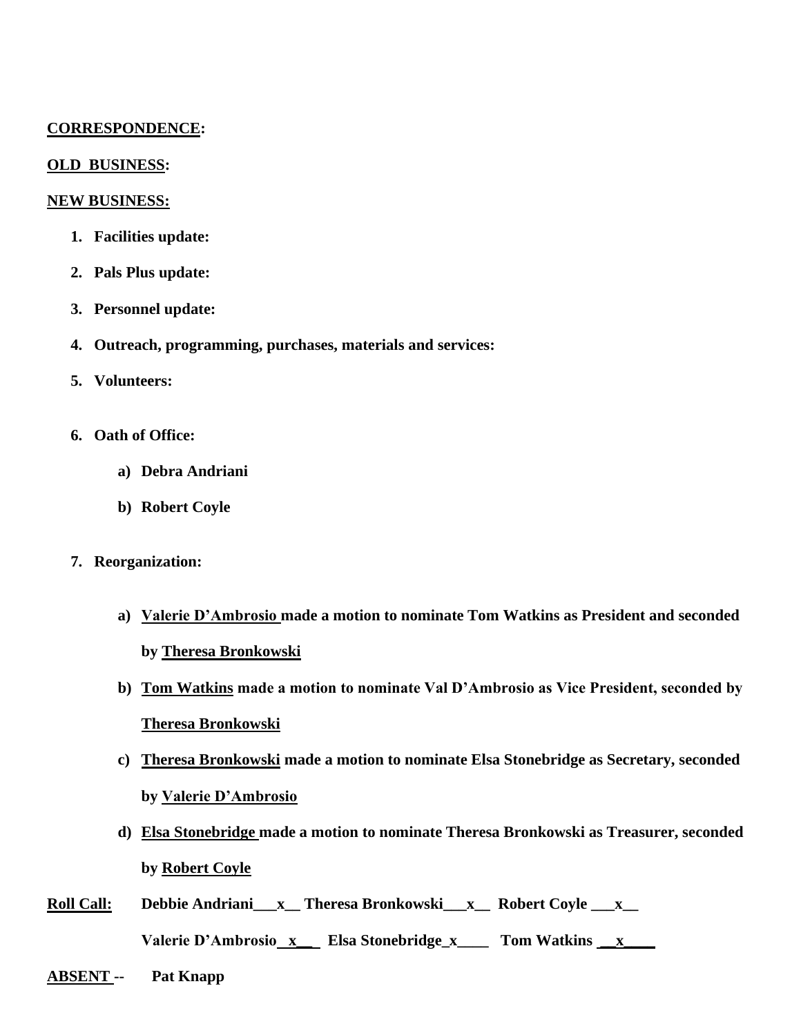**CORRESPONDENCE:**

**OLD BUSINESS:**

**NEW BUSINESS:**

1. **Facilities update:**
2. **Pals Plus update:**
3. **Personnel update:**
4. **Outreach, programming, purchases, materials and services:**
5. **Volunteers:**
6. **Oath of Office:**
   a) **Debra Andriani**
   b) **Robert Coyle**
7. **Reorganization:**
   a) **Valerie D'Ambrosio made a motion to nominate Tom Watkins as President and seconded by Theresa Bronkowski**
   b) **Tom Watkins made a motion to nominate Val D'Ambrosio as Vice President, seconded by Theresa Bronkowski**
   c) **Theresa Bronkowski made a motion to nominate Elsa Stonebridge as Secretary, seconded by Valerie D'Ambrosio**
   d) **Elsa Stonebridge made a motion to nominate Theresa Bronkowski as Treasurer, seconded by Robert Coyle**

**Roll Call:** **Debbie Andriani___x__ Theresa Bronkowski___x__ Robert Coyle ___x__**

**Valerie D'Ambrosio__x__ Elsa Stonebridge_x____ Tom Watkins __x____**

**ABSENT -- Pat Knapp**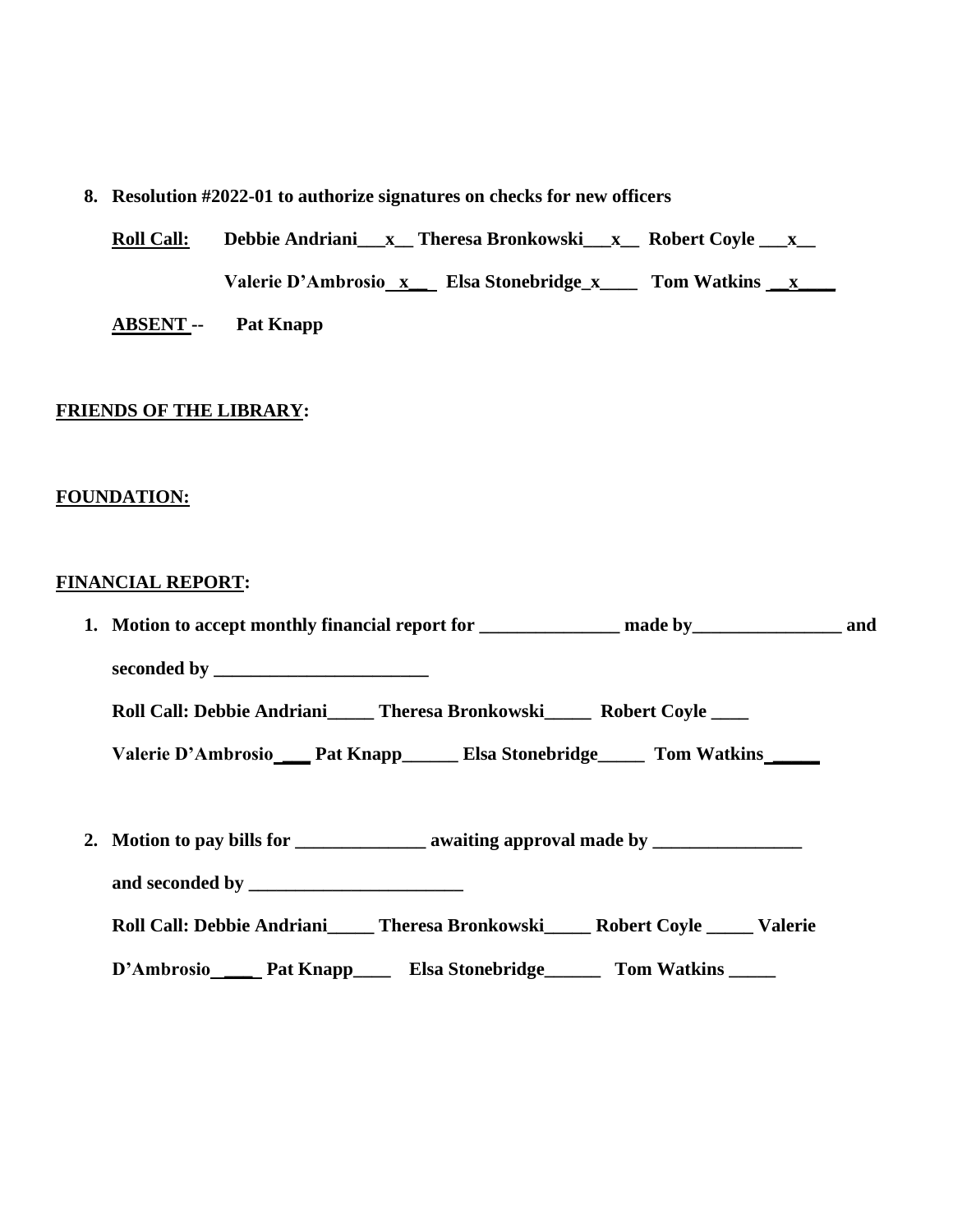8. **Resolution #2022-01 to authorize signatures on checks for new officers**

   **Roll Call:** **Debbie Andriani___x__ Theresa Bronkowski___x__ Robert Coyle ___x__**

   **Valerie D'Ambrosio__x__ Elsa Stonebridge_x____ Tom Watkins __x____**

   **ABSENT --** **Pat Knapp**

**FRIENDS OF THE LIBRARY:**

**FOUNDATION:**

**FINANCIAL REPORT:**

1. **Motion to accept monthly financial report for _______________ made by________________ and seconded by _______________________**

   **Roll Call: Debbie Andriani_____ Theresa Bronkowski_____ Robert Coyle ____**

   **Valerie D'Ambrosio___ Pat Knapp______ Elsa Stonebridge_____ Tom Watkins______**

2. **Motion to pay bills for ______________ awaiting approval made by ________________ and seconded by _______________________**

   **Roll Call: Debbie Andriani_____ Theresa Bronkowski_____ Robert Coyle _____ Valerie D'Ambrosio____ Pat Knapp____ Elsa Stonebridge______ Tom Watkins _____**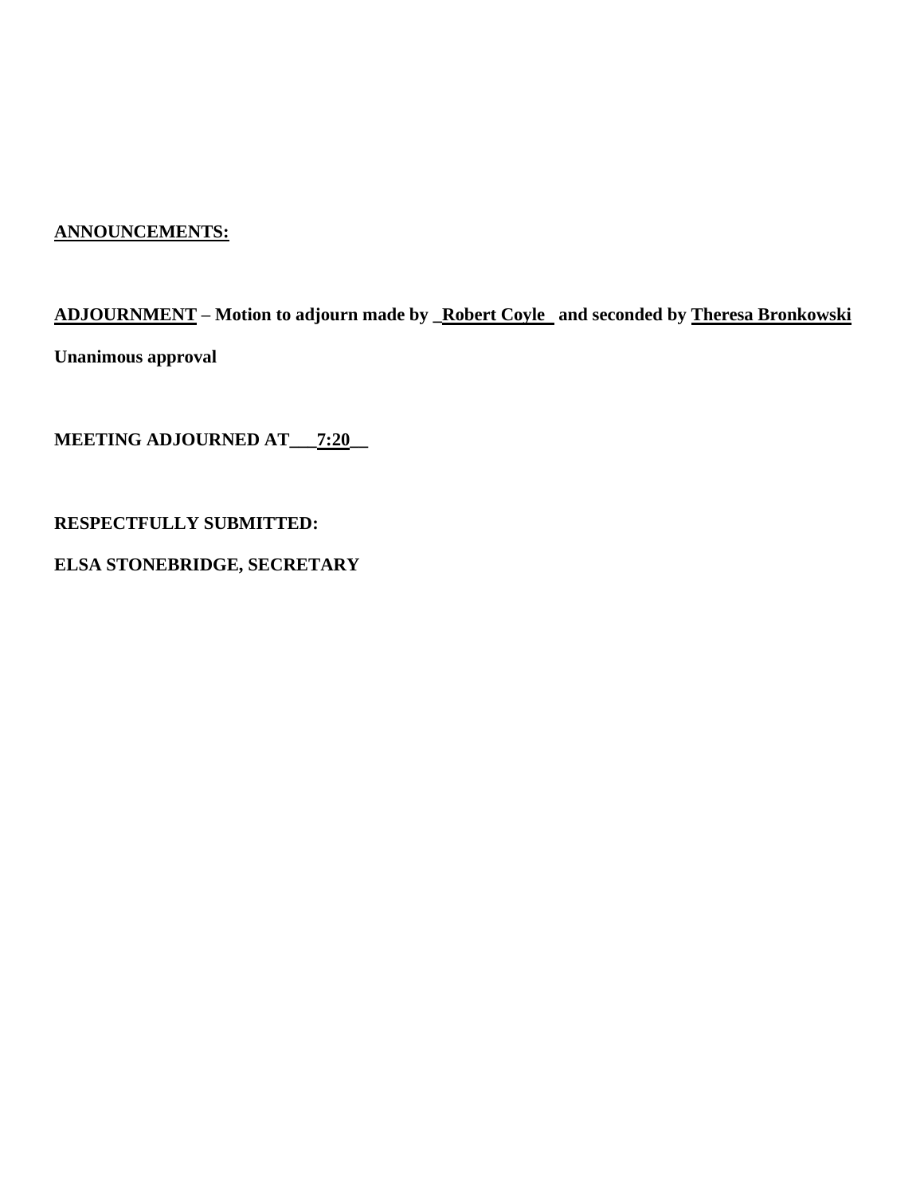**ANNOUNCEMENTS:**

**ADJOURNMENT – Motion to adjourn made by _Robert Coyle_ and seconded by Theresa Bronkowski**

**Unanimous approval**

**MEETING ADJOURNED AT___7:20__**

**RESPECTFULLY SUBMITTED:**

**ELSA STONEBRIDGE, SECRETARY**